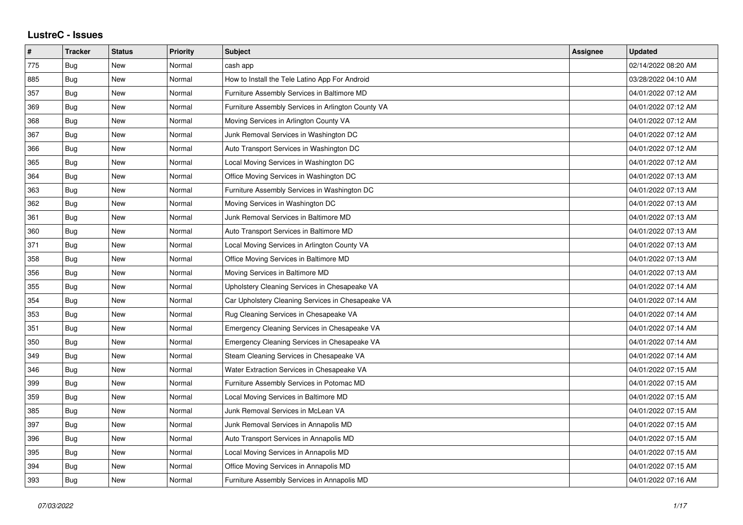# LustreC - Issues

| # | Tracker | Status | Priority | Subject | Assignee | Updated |
|---|---|---|---|---|---|---|
| 775 | Bug | New | Normal | cash app | | 02/14/2022 08:20 AM |
| 885 | Bug | New | Normal | How to Install the Tele Latino App For Android | | 03/28/2022 04:10 AM |
| 357 | Bug | New | Normal | Furniture Assembly Services in Baltimore MD | | 04/01/2022 07:12 AM |
| 369 | Bug | New | Normal | Furniture Assembly Services in Arlington County VA | | 04/01/2022 07:12 AM |
| 368 | Bug | New | Normal | Moving Services in Arlington County VA | | 04/01/2022 07:12 AM |
| 367 | Bug | New | Normal | Junk Removal Services in Washington DC | | 04/01/2022 07:12 AM |
| 366 | Bug | New | Normal | Auto Transport Services in Washington DC | | 04/01/2022 07:12 AM |
| 365 | Bug | New | Normal | Local Moving Services in Washington DC | | 04/01/2022 07:12 AM |
| 364 | Bug | New | Normal | Office Moving Services in Washington DC | | 04/01/2022 07:13 AM |
| 363 | Bug | New | Normal | Furniture Assembly Services in Washington DC | | 04/01/2022 07:13 AM |
| 362 | Bug | New | Normal | Moving Services in Washington DC | | 04/01/2022 07:13 AM |
| 361 | Bug | New | Normal | Junk Removal Services in Baltimore MD | | 04/01/2022 07:13 AM |
| 360 | Bug | New | Normal | Auto Transport Services in Baltimore MD | | 04/01/2022 07:13 AM |
| 371 | Bug | New | Normal | Local Moving Services in Arlington County VA | | 04/01/2022 07:13 AM |
| 358 | Bug | New | Normal | Office Moving Services in Baltimore MD | | 04/01/2022 07:13 AM |
| 356 | Bug | New | Normal | Moving Services in Baltimore MD | | 04/01/2022 07:13 AM |
| 355 | Bug | New | Normal | Upholstery Cleaning Services in Chesapeake VA | | 04/01/2022 07:14 AM |
| 354 | Bug | New | Normal | Car Upholstery Cleaning Services in Chesapeake VA | | 04/01/2022 07:14 AM |
| 353 | Bug | New | Normal | Rug Cleaning Services in Chesapeake VA | | 04/01/2022 07:14 AM |
| 351 | Bug | New | Normal | Emergency Cleaning Services in Chesapeake VA | | 04/01/2022 07:14 AM |
| 350 | Bug | New | Normal | Emergency Cleaning Services in Chesapeake VA | | 04/01/2022 07:14 AM |
| 349 | Bug | New | Normal | Steam Cleaning Services in Chesapeake VA | | 04/01/2022 07:14 AM |
| 346 | Bug | New | Normal | Water Extraction Services in Chesapeake VA | | 04/01/2022 07:15 AM |
| 399 | Bug | New | Normal | Furniture Assembly Services in Potomac MD | | 04/01/2022 07:15 AM |
| 359 | Bug | New | Normal | Local Moving Services in Baltimore MD | | 04/01/2022 07:15 AM |
| 385 | Bug | New | Normal | Junk Removal Services in McLean VA | | 04/01/2022 07:15 AM |
| 397 | Bug | New | Normal | Junk Removal Services in Annapolis MD | | 04/01/2022 07:15 AM |
| 396 | Bug | New | Normal | Auto Transport Services in Annapolis MD | | 04/01/2022 07:15 AM |
| 395 | Bug | New | Normal | Local Moving Services in Annapolis MD | | 04/01/2022 07:15 AM |
| 394 | Bug | New | Normal | Office Moving Services in Annapolis MD | | 04/01/2022 07:15 AM |
| 393 | Bug | New | Normal | Furniture Assembly Services in Annapolis MD | | 04/01/2022 07:16 AM |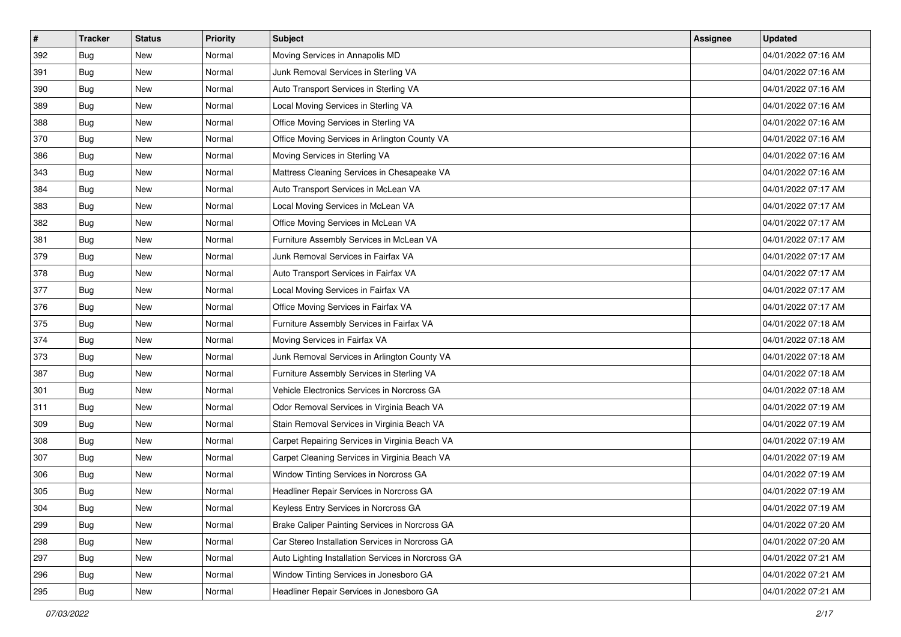| # | Tracker | Status | Priority | Subject | Assignee | Updated |
|---|---|---|---|---|---|---|
| 392 | Bug | New | Normal | Moving Services in Annapolis MD | | 04/01/2022 07:16 AM |
| 391 | Bug | New | Normal | Junk Removal Services in Sterling VA | | 04/01/2022 07:16 AM |
| 390 | Bug | New | Normal | Auto Transport Services in Sterling VA | | 04/01/2022 07:16 AM |
| 389 | Bug | New | Normal | Local Moving Services in Sterling VA | | 04/01/2022 07:16 AM |
| 388 | Bug | New | Normal | Office Moving Services in Sterling VA | | 04/01/2022 07:16 AM |
| 370 | Bug | New | Normal | Office Moving Services in Arlington County VA | | 04/01/2022 07:16 AM |
| 386 | Bug | New | Normal | Moving Services in Sterling VA | | 04/01/2022 07:16 AM |
| 343 | Bug | New | Normal | Mattress Cleaning Services in Chesapeake VA | | 04/01/2022 07:16 AM |
| 384 | Bug | New | Normal | Auto Transport Services in McLean VA | | 04/01/2022 07:17 AM |
| 383 | Bug | New | Normal | Local Moving Services in McLean VA | | 04/01/2022 07:17 AM |
| 382 | Bug | New | Normal | Office Moving Services in McLean VA | | 04/01/2022 07:17 AM |
| 381 | Bug | New | Normal | Furniture Assembly Services in McLean VA | | 04/01/2022 07:17 AM |
| 379 | Bug | New | Normal | Junk Removal Services in Fairfax VA | | 04/01/2022 07:17 AM |
| 378 | Bug | New | Normal | Auto Transport Services in Fairfax VA | | 04/01/2022 07:17 AM |
| 377 | Bug | New | Normal | Local Moving Services in Fairfax VA | | 04/01/2022 07:17 AM |
| 376 | Bug | New | Normal | Office Moving Services in Fairfax VA | | 04/01/2022 07:17 AM |
| 375 | Bug | New | Normal | Furniture Assembly Services in Fairfax VA | | 04/01/2022 07:18 AM |
| 374 | Bug | New | Normal | Moving Services in Fairfax VA | | 04/01/2022 07:18 AM |
| 373 | Bug | New | Normal | Junk Removal Services in Arlington County VA | | 04/01/2022 07:18 AM |
| 387 | Bug | New | Normal | Furniture Assembly Services in Sterling VA | | 04/01/2022 07:18 AM |
| 301 | Bug | New | Normal | Vehicle Electronics Services in Norcross GA | | 04/01/2022 07:18 AM |
| 311 | Bug | New | Normal | Odor Removal Services in Virginia Beach VA | | 04/01/2022 07:19 AM |
| 309 | Bug | New | Normal | Stain Removal Services in Virginia Beach VA | | 04/01/2022 07:19 AM |
| 308 | Bug | New | Normal | Carpet Repairing Services in Virginia Beach VA | | 04/01/2022 07:19 AM |
| 307 | Bug | New | Normal | Carpet Cleaning Services in Virginia Beach VA | | 04/01/2022 07:19 AM |
| 306 | Bug | New | Normal | Window Tinting Services in Norcross GA | | 04/01/2022 07:19 AM |
| 305 | Bug | New | Normal | Headliner Repair Services in Norcross GA | | 04/01/2022 07:19 AM |
| 304 | Bug | New | Normal | Keyless Entry Services in Norcross GA | | 04/01/2022 07:19 AM |
| 299 | Bug | New | Normal | Brake Caliper Painting Services in Norcross GA | | 04/01/2022 07:20 AM |
| 298 | Bug | New | Normal | Car Stereo Installation Services in Norcross GA | | 04/01/2022 07:20 AM |
| 297 | Bug | New | Normal | Auto Lighting Installation Services in Norcross GA | | 04/01/2022 07:21 AM |
| 296 | Bug | New | Normal | Window Tinting Services in Jonesboro GA | | 04/01/2022 07:21 AM |
| 295 | Bug | New | Normal | Headliner Repair Services in Jonesboro GA | | 04/01/2022 07:21 AM |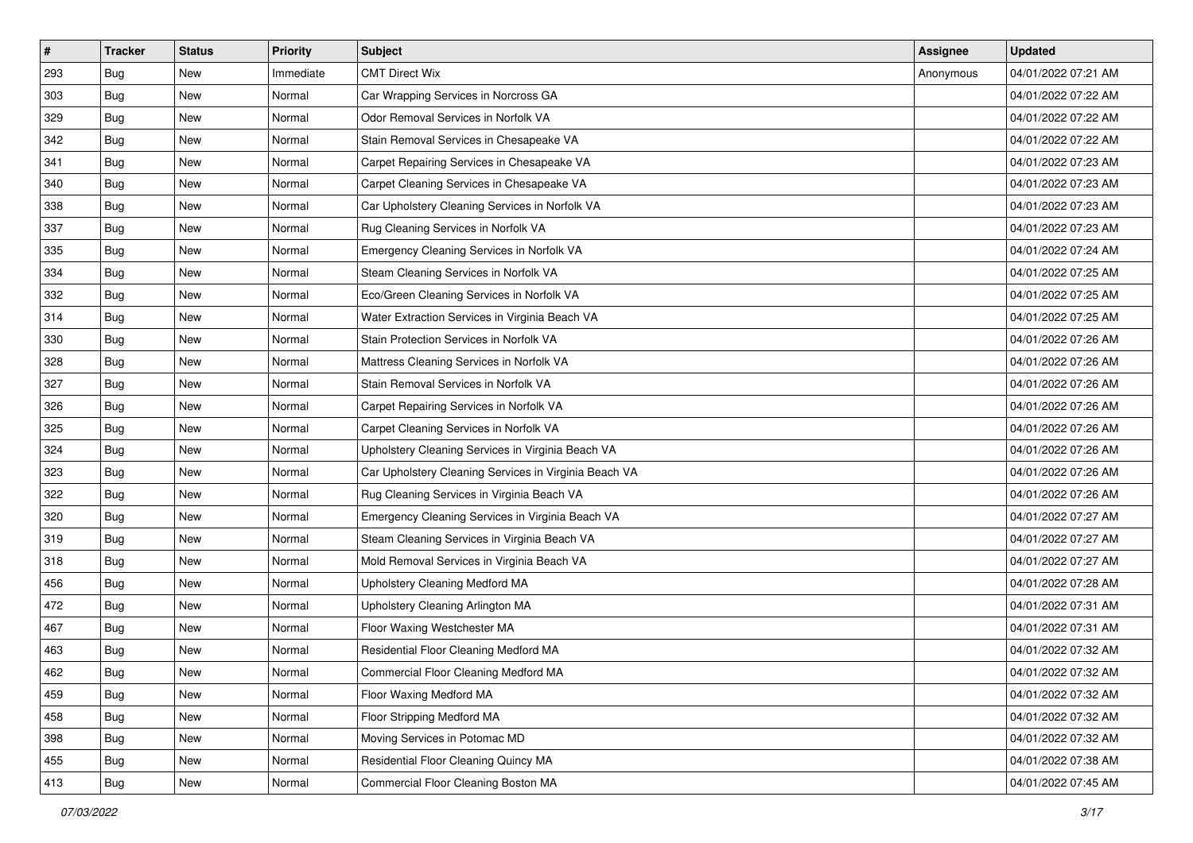| # | Tracker | Status | Priority | Subject | Assignee | Updated |
|---|---|---|---|---|---|---|
| 293 | Bug | New | Immediate | CMT Direct Wix | Anonymous | 04/01/2022 07:21 AM |
| 303 | Bug | New | Normal | Car Wrapping Services in Norcross GA | | 04/01/2022 07:22 AM |
| 329 | Bug | New | Normal | Odor Removal Services in Norfolk VA | | 04/01/2022 07:22 AM |
| 342 | Bug | New | Normal | Stain Removal Services in Chesapeake VA | | 04/01/2022 07:22 AM |
| 341 | Bug | New | Normal | Carpet Repairing Services in Chesapeake VA | | 04/01/2022 07:23 AM |
| 340 | Bug | New | Normal | Carpet Cleaning Services in Chesapeake VA | | 04/01/2022 07:23 AM |
| 338 | Bug | New | Normal | Car Upholstery Cleaning Services in Norfolk VA | | 04/01/2022 07:23 AM |
| 337 | Bug | New | Normal | Rug Cleaning Services in Norfolk VA | | 04/01/2022 07:23 AM |
| 335 | Bug | New | Normal | Emergency Cleaning Services in Norfolk VA | | 04/01/2022 07:24 AM |
| 334 | Bug | New | Normal | Steam Cleaning Services in Norfolk VA | | 04/01/2022 07:25 AM |
| 332 | Bug | New | Normal | Eco/Green Cleaning Services in Norfolk VA | | 04/01/2022 07:25 AM |
| 314 | Bug | New | Normal | Water Extraction Services in Virginia Beach VA | | 04/01/2022 07:25 AM |
| 330 | Bug | New | Normal | Stain Protection Services in Norfolk VA | | 04/01/2022 07:26 AM |
| 328 | Bug | New | Normal | Mattress Cleaning Services in Norfolk VA | | 04/01/2022 07:26 AM |
| 327 | Bug | New | Normal | Stain Removal Services in Norfolk VA | | 04/01/2022 07:26 AM |
| 326 | Bug | New | Normal | Carpet Repairing Services in Norfolk VA | | 04/01/2022 07:26 AM |
| 325 | Bug | New | Normal | Carpet Cleaning Services in Norfolk VA | | 04/01/2022 07:26 AM |
| 324 | Bug | New | Normal | Upholstery Cleaning Services in Virginia Beach VA | | 04/01/2022 07:26 AM |
| 323 | Bug | New | Normal | Car Upholstery Cleaning Services in Virginia Beach VA | | 04/01/2022 07:26 AM |
| 322 | Bug | New | Normal | Rug Cleaning Services in Virginia Beach VA | | 04/01/2022 07:26 AM |
| 320 | Bug | New | Normal | Emergency Cleaning Services in Virginia Beach VA | | 04/01/2022 07:27 AM |
| 319 | Bug | New | Normal | Steam Cleaning Services in Virginia Beach VA | | 04/01/2022 07:27 AM |
| 318 | Bug | New | Normal | Mold Removal Services in Virginia Beach VA | | 04/01/2022 07:27 AM |
| 456 | Bug | New | Normal | Upholstery Cleaning Medford MA | | 04/01/2022 07:28 AM |
| 472 | Bug | New | Normal | Upholstery Cleaning Arlington MA | | 04/01/2022 07:31 AM |
| 467 | Bug | New | Normal | Floor Waxing Westchester MA | | 04/01/2022 07:31 AM |
| 463 | Bug | New | Normal | Residential Floor Cleaning Medford MA | | 04/01/2022 07:32 AM |
| 462 | Bug | New | Normal | Commercial Floor Cleaning Medford MA | | 04/01/2022 07:32 AM |
| 459 | Bug | New | Normal | Floor Waxing Medford MA | | 04/01/2022 07:32 AM |
| 458 | Bug | New | Normal | Floor Stripping Medford MA | | 04/01/2022 07:32 AM |
| 398 | Bug | New | Normal | Moving Services in Potomac MD | | 04/01/2022 07:32 AM |
| 455 | Bug | New | Normal | Residential Floor Cleaning Quincy MA | | 04/01/2022 07:38 AM |
| 413 | Bug | New | Normal | Commercial Floor Cleaning Boston MA | | 04/01/2022 07:45 AM |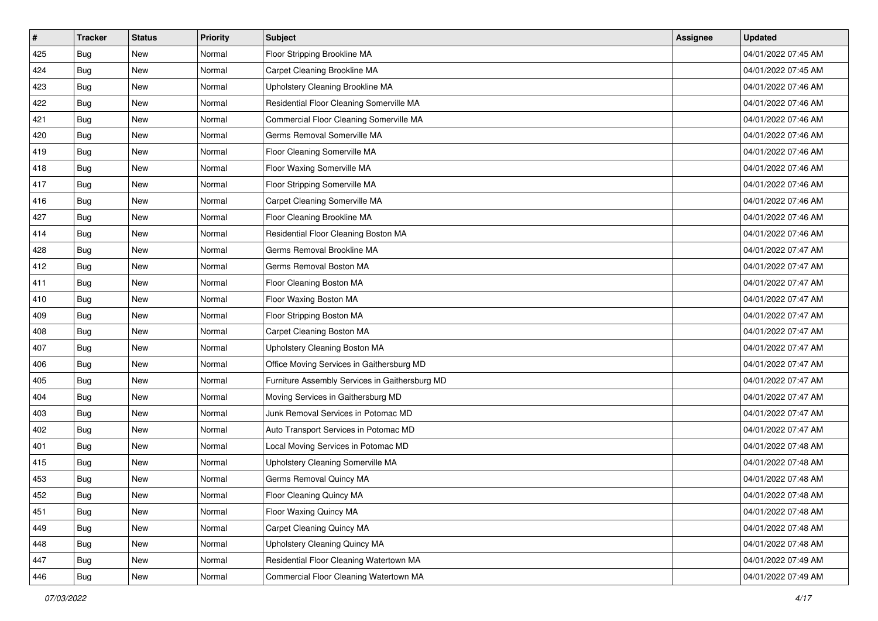| # | Tracker | Status | Priority | Subject | Assignee | Updated |
| --- | --- | --- | --- | --- | --- | --- |
| 425 | Bug | New | Normal | Floor Stripping Brookline MA | | 04/01/2022 07:45 AM |
| 424 | Bug | New | Normal | Carpet Cleaning Brookline MA | | 04/01/2022 07:45 AM |
| 423 | Bug | New | Normal | Upholstery Cleaning Brookline MA | | 04/01/2022 07:46 AM |
| 422 | Bug | New | Normal | Residential Floor Cleaning Somerville MA | | 04/01/2022 07:46 AM |
| 421 | Bug | New | Normal | Commercial Floor Cleaning Somerville MA | | 04/01/2022 07:46 AM |
| 420 | Bug | New | Normal | Germs Removal Somerville MA | | 04/01/2022 07:46 AM |
| 419 | Bug | New | Normal | Floor Cleaning Somerville MA | | 04/01/2022 07:46 AM |
| 418 | Bug | New | Normal | Floor Waxing Somerville MA | | 04/01/2022 07:46 AM |
| 417 | Bug | New | Normal | Floor Stripping Somerville MA | | 04/01/2022 07:46 AM |
| 416 | Bug | New | Normal | Carpet Cleaning Somerville MA | | 04/01/2022 07:46 AM |
| 427 | Bug | New | Normal | Floor Cleaning Brookline MA | | 04/01/2022 07:46 AM |
| 414 | Bug | New | Normal | Residential Floor Cleaning Boston MA | | 04/01/2022 07:46 AM |
| 428 | Bug | New | Normal | Germs Removal Brookline MA | | 04/01/2022 07:47 AM |
| 412 | Bug | New | Normal | Germs Removal Boston MA | | 04/01/2022 07:47 AM |
| 411 | Bug | New | Normal | Floor Cleaning Boston MA | | 04/01/2022 07:47 AM |
| 410 | Bug | New | Normal | Floor Waxing Boston MA | | 04/01/2022 07:47 AM |
| 409 | Bug | New | Normal | Floor Stripping Boston MA | | 04/01/2022 07:47 AM |
| 408 | Bug | New | Normal | Carpet Cleaning Boston MA | | 04/01/2022 07:47 AM |
| 407 | Bug | New | Normal | Upholstery Cleaning Boston MA | | 04/01/2022 07:47 AM |
| 406 | Bug | New | Normal | Office Moving Services in Gaithersburg MD | | 04/01/2022 07:47 AM |
| 405 | Bug | New | Normal | Furniture Assembly Services in Gaithersburg MD | | 04/01/2022 07:47 AM |
| 404 | Bug | New | Normal | Moving Services in Gaithersburg MD | | 04/01/2022 07:47 AM |
| 403 | Bug | New | Normal | Junk Removal Services in Potomac MD | | 04/01/2022 07:47 AM |
| 402 | Bug | New | Normal | Auto Transport Services in Potomac MD | | 04/01/2022 07:47 AM |
| 401 | Bug | New | Normal | Local Moving Services in Potomac MD | | 04/01/2022 07:48 AM |
| 415 | Bug | New | Normal | Upholstery Cleaning Somerville MA | | 04/01/2022 07:48 AM |
| 453 | Bug | New | Normal | Germs Removal Quincy MA | | 04/01/2022 07:48 AM |
| 452 | Bug | New | Normal | Floor Cleaning Quincy MA | | 04/01/2022 07:48 AM |
| 451 | Bug | New | Normal | Floor Waxing Quincy MA | | 04/01/2022 07:48 AM |
| 449 | Bug | New | Normal | Carpet Cleaning Quincy MA | | 04/01/2022 07:48 AM |
| 448 | Bug | New | Normal | Upholstery Cleaning Quincy MA | | 04/01/2022 07:48 AM |
| 447 | Bug | New | Normal | Residential Floor Cleaning Watertown MA | | 04/01/2022 07:49 AM |
| 446 | Bug | New | Normal | Commercial Floor Cleaning Watertown MA | | 04/01/2022 07:49 AM |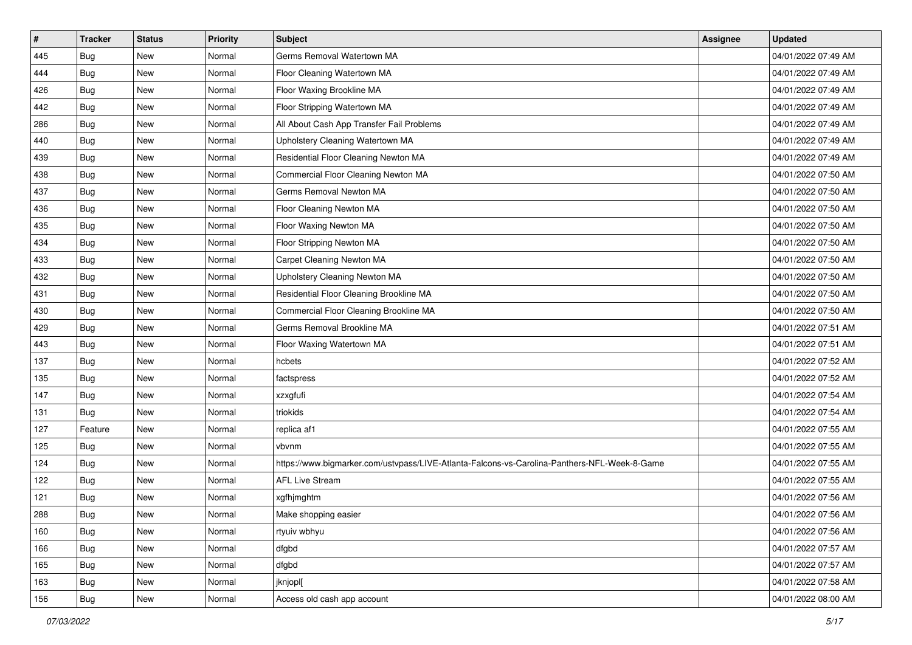| # | Tracker | Status | Priority | Subject | Assignee | Updated |
|---|---|---|---|---|---|---|
| 445 | Bug | New | Normal | Germs Removal Watertown MA | | 04/01/2022 07:49 AM |
| 444 | Bug | New | Normal | Floor Cleaning Watertown MA | | 04/01/2022 07:49 AM |
| 426 | Bug | New | Normal | Floor Waxing Brookline MA | | 04/01/2022 07:49 AM |
| 442 | Bug | New | Normal | Floor Stripping Watertown MA | | 04/01/2022 07:49 AM |
| 286 | Bug | New | Normal | All About Cash App Transfer Fail Problems | | 04/01/2022 07:49 AM |
| 440 | Bug | New | Normal | Upholstery Cleaning Watertown MA | | 04/01/2022 07:49 AM |
| 439 | Bug | New | Normal | Residential Floor Cleaning Newton MA | | 04/01/2022 07:49 AM |
| 438 | Bug | New | Normal | Commercial Floor Cleaning Newton MA | | 04/01/2022 07:50 AM |
| 437 | Bug | New | Normal | Germs Removal Newton MA | | 04/01/2022 07:50 AM |
| 436 | Bug | New | Normal | Floor Cleaning Newton MA | | 04/01/2022 07:50 AM |
| 435 | Bug | New | Normal | Floor Waxing Newton MA | | 04/01/2022 07:50 AM |
| 434 | Bug | New | Normal | Floor Stripping Newton MA | | 04/01/2022 07:50 AM |
| 433 | Bug | New | Normal | Carpet Cleaning Newton MA | | 04/01/2022 07:50 AM |
| 432 | Bug | New | Normal | Upholstery Cleaning Newton MA | | 04/01/2022 07:50 AM |
| 431 | Bug | New | Normal | Residential Floor Cleaning Brookline MA | | 04/01/2022 07:50 AM |
| 430 | Bug | New | Normal | Commercial Floor Cleaning Brookline MA | | 04/01/2022 07:50 AM |
| 429 | Bug | New | Normal | Germs Removal Brookline MA | | 04/01/2022 07:51 AM |
| 443 | Bug | New | Normal | Floor Waxing Watertown MA | | 04/01/2022 07:51 AM |
| 137 | Bug | New | Normal | hcbets | | 04/01/2022 07:52 AM |
| 135 | Bug | New | Normal | factspress | | 04/01/2022 07:52 AM |
| 147 | Bug | New | Normal | xzxgfufi | | 04/01/2022 07:54 AM |
| 131 | Bug | New | Normal | triokids | | 04/01/2022 07:54 AM |
| 127 | Feature | New | Normal | replica af1 | | 04/01/2022 07:55 AM |
| 125 | Bug | New | Normal | vbvnm | | 04/01/2022 07:55 AM |
| 124 | Bug | New | Normal | https://www.bigmarker.com/ustvpass/LIVE-Atlanta-Falcons-vs-Carolina-Panthers-NFL-Week-8-Game | | 04/01/2022 07:55 AM |
| 122 | Bug | New | Normal | AFL Live Stream | | 04/01/2022 07:55 AM |
| 121 | Bug | New | Normal | xgfhjmghtm | | 04/01/2022 07:56 AM |
| 288 | Bug | New | Normal | Make shopping easier | | 04/01/2022 07:56 AM |
| 160 | Bug | New | Normal | rtyuiv wbhyu | | 04/01/2022 07:56 AM |
| 166 | Bug | New | Normal | dfgbd | | 04/01/2022 07:57 AM |
| 165 | Bug | New | Normal | dfgbd | | 04/01/2022 07:57 AM |
| 163 | Bug | New | Normal | jknjopl[ | | 04/01/2022 07:58 AM |
| 156 | Bug | New | Normal | Access old cash app account | | 04/01/2022 08:00 AM |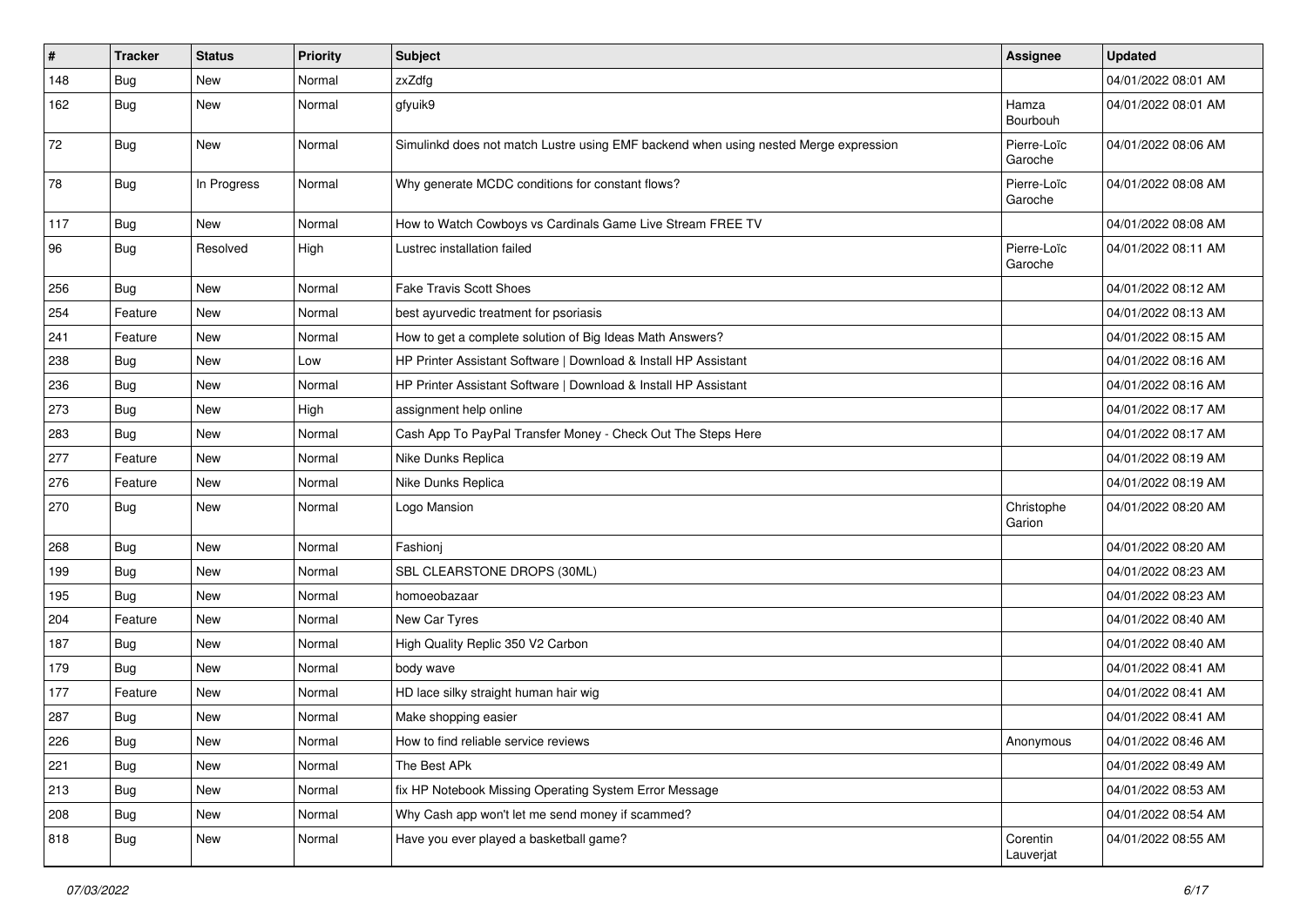| # | Tracker | Status | Priority | Subject | Assignee | Updated |
|---|---|---|---|---|---|---|
| 148 | Bug | New | Normal | zxZdfg | | 04/01/2022 08:01 AM |
| 162 | Bug | New | Normal | gfyuik9 | Hamza Bourbouh | 04/01/2022 08:01 AM |
| 72 | Bug | New | Normal | Simulinkd does not match Lustre using EMF backend when using nested Merge expression | Pierre-Loïc Garoche | 04/01/2022 08:06 AM |
| 78 | Bug | In Progress | Normal | Why generate MCDC conditions for constant flows? | Pierre-Loïc Garoche | 04/01/2022 08:08 AM |
| 117 | Bug | New | Normal | How to Watch Cowboys vs Cardinals Game Live Stream FREE TV | | 04/01/2022 08:08 AM |
| 96 | Bug | Resolved | High | Lustrec installation failed | Pierre-Loïc Garoche | 04/01/2022 08:11 AM |
| 256 | Bug | New | Normal | Fake Travis Scott Shoes | | 04/01/2022 08:12 AM |
| 254 | Feature | New | Normal | best ayurvedic treatment for psoriasis | | 04/01/2022 08:13 AM |
| 241 | Feature | New | Normal | How to get a complete solution of Big Ideas Math Answers? | | 04/01/2022 08:15 AM |
| 238 | Bug | New | Low | HP Printer Assistant Software \| Download & Install HP Assistant | | 04/01/2022 08:16 AM |
| 236 | Bug | New | Normal | HP Printer Assistant Software \| Download & Install HP Assistant | | 04/01/2022 08:16 AM |
| 273 | Bug | New | High | assignment help online | | 04/01/2022 08:17 AM |
| 283 | Bug | New | Normal | Cash App To PayPal Transfer Money - Check Out The Steps Here | | 04/01/2022 08:17 AM |
| 277 | Feature | New | Normal | Nike Dunks Replica | | 04/01/2022 08:19 AM |
| 276 | Feature | New | Normal | Nike Dunks Replica | | 04/01/2022 08:19 AM |
| 270 | Bug | New | Normal | Logo Mansion | Christophe Garion | 04/01/2022 08:20 AM |
| 268 | Bug | New | Normal | Fashionj | | 04/01/2022 08:20 AM |
| 199 | Bug | New | Normal | SBL CLEARSTONE DROPS (30ML) | | 04/01/2022 08:23 AM |
| 195 | Bug | New | Normal | homoeobazaar | | 04/01/2022 08:23 AM |
| 204 | Feature | New | Normal | New Car Tyres | | 04/01/2022 08:40 AM |
| 187 | Bug | New | Normal | High Quality Replic 350 V2 Carbon | | 04/01/2022 08:40 AM |
| 179 | Bug | New | Normal | body wave | | 04/01/2022 08:41 AM |
| 177 | Feature | New | Normal | HD lace silky straight human hair wig | | 04/01/2022 08:41 AM |
| 287 | Bug | New | Normal | Make shopping easier | | 04/01/2022 08:41 AM |
| 226 | Bug | New | Normal | How to find reliable service reviews | Anonymous | 04/01/2022 08:46 AM |
| 221 | Bug | New | Normal | The Best APk | | 04/01/2022 08:49 AM |
| 213 | Bug | New | Normal | fix HP Notebook Missing Operating System Error Message | | 04/01/2022 08:53 AM |
| 208 | Bug | New | Normal | Why Cash app won't let me send money if scammed? | | 04/01/2022 08:54 AM |
| 818 | Bug | New | Normal | Have you ever played a basketball game? | Corentin Lauverjat | 04/01/2022 08:55 AM |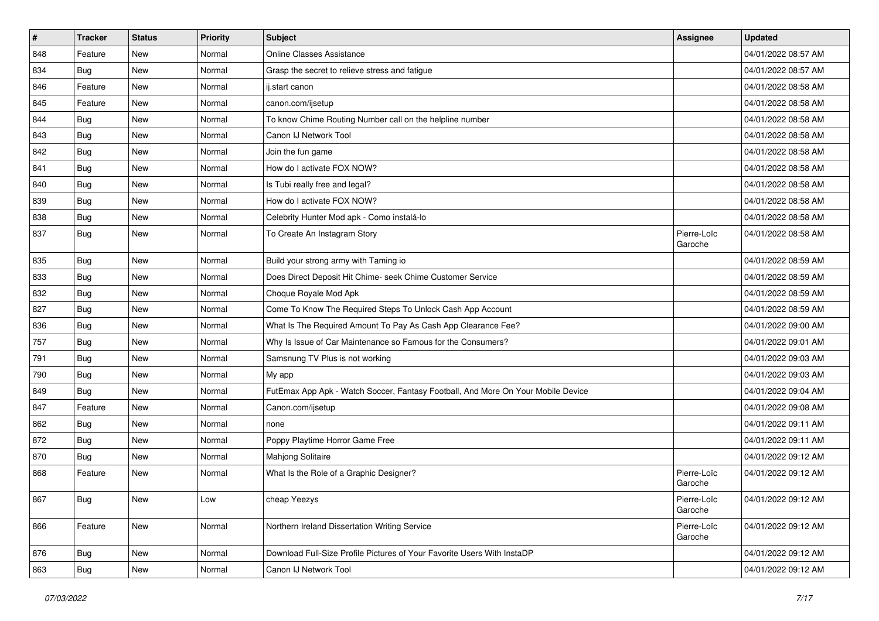| # | Tracker | Status | Priority | Subject | Assignee | Updated |
| --- | --- | --- | --- | --- | --- | --- |
| 848 | Feature | New | Normal | Online Classes Assistance | | 04/01/2022 08:57 AM |
| 834 | Bug | New | Normal | Grasp the secret to relieve stress and fatigue | | 04/01/2022 08:57 AM |
| 846 | Feature | New | Normal | ij.start canon | | 04/01/2022 08:58 AM |
| 845 | Feature | New | Normal | canon.com/ijsetup | | 04/01/2022 08:58 AM |
| 844 | Bug | New | Normal | To know Chime Routing Number call on the helpline number | | 04/01/2022 08:58 AM |
| 843 | Bug | New | Normal | Canon IJ Network Tool | | 04/01/2022 08:58 AM |
| 842 | Bug | New | Normal | Join the fun game | | 04/01/2022 08:58 AM |
| 841 | Bug | New | Normal | How do I activate FOX NOW? | | 04/01/2022 08:58 AM |
| 840 | Bug | New | Normal | Is Tubi really free and legal? | | 04/01/2022 08:58 AM |
| 839 | Bug | New | Normal | How do I activate FOX NOW? | | 04/01/2022 08:58 AM |
| 838 | Bug | New | Normal | Celebrity Hunter Mod apk - Como instalá-lo | | 04/01/2022 08:58 AM |
| 837 | Bug | New | Normal | To Create An Instagram Story | Pierre-Loïc Garoche | 04/01/2022 08:58 AM |
| 835 | Bug | New | Normal | Build your strong army with Taming io | | 04/01/2022 08:59 AM |
| 833 | Bug | New | Normal | Does Direct Deposit Hit Chime- seek Chime Customer Service | | 04/01/2022 08:59 AM |
| 832 | Bug | New | Normal | Choque Royale Mod Apk | | 04/01/2022 08:59 AM |
| 827 | Bug | New | Normal | Come To Know The Required Steps To Unlock Cash App Account | | 04/01/2022 08:59 AM |
| 836 | Bug | New | Normal | What Is The Required Amount To Pay As Cash App Clearance Fee? | | 04/01/2022 09:00 AM |
| 757 | Bug | New | Normal | Why Is Issue of Car Maintenance so Famous for the Consumers? | | 04/01/2022 09:01 AM |
| 791 | Bug | New | Normal | Samsnung TV Plus is not working | | 04/01/2022 09:03 AM |
| 790 | Bug | New | Normal | My app | | 04/01/2022 09:03 AM |
| 849 | Bug | New | Normal | FutEmax App Apk - Watch Soccer, Fantasy Football, And More On Your Mobile Device | | 04/01/2022 09:04 AM |
| 847 | Feature | New | Normal | Canon.com/ijsetup | | 04/01/2022 09:08 AM |
| 862 | Bug | New | Normal | none | | 04/01/2022 09:11 AM |
| 872 | Bug | New | Normal | Poppy Playtime Horror Game Free | | 04/01/2022 09:11 AM |
| 870 | Bug | New | Normal | Mahjong Solitaire | | 04/01/2022 09:12 AM |
| 868 | Feature | New | Normal | What Is the Role of a Graphic Designer? | Pierre-Loïc Garoche | 04/01/2022 09:12 AM |
| 867 | Bug | New | Low | cheap Yeezys | Pierre-Loïc Garoche | 04/01/2022 09:12 AM |
| 866 | Feature | New | Normal | Northern Ireland Dissertation Writing Service | Pierre-Loïc Garoche | 04/01/2022 09:12 AM |
| 876 | Bug | New | Normal | Download Full-Size Profile Pictures of Your Favorite Users With InstaDP | | 04/01/2022 09:12 AM |
| 863 | Bug | New | Normal | Canon IJ Network Tool | | 04/01/2022 09:12 AM |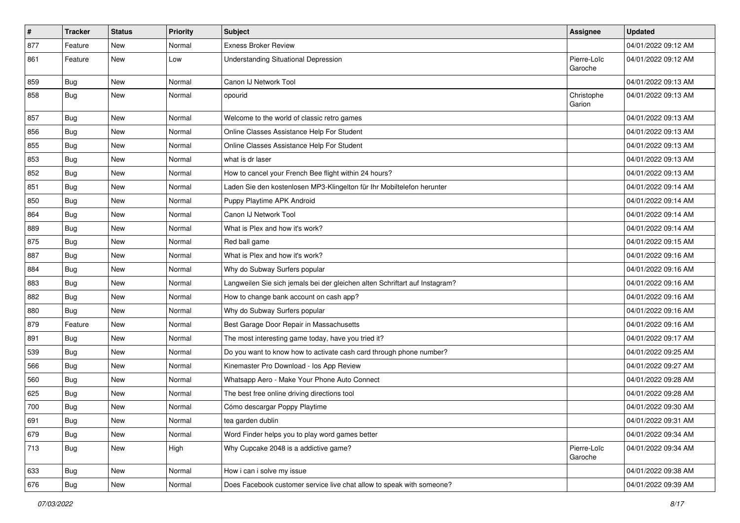| # | Tracker | Status | Priority | Subject | Assignee | Updated |
|---|---|---|---|---|---|---|
| 877 | Feature | New | Normal | Exness Broker Review | | 04/01/2022 09:12 AM |
| 861 | Feature | New | Low | Understanding Situational Depression | Pierre-Loïc Garoche | 04/01/2022 09:12 AM |
| 859 | Bug | New | Normal | Canon IJ Network Tool | | 04/01/2022 09:13 AM |
| 858 | Bug | New | Normal | opourid | Christophe Garion | 04/01/2022 09:13 AM |
| 857 | Bug | New | Normal | Welcome to the world of classic retro games | | 04/01/2022 09:13 AM |
| 856 | Bug | New | Normal | Online Classes Assistance Help For Student | | 04/01/2022 09:13 AM |
| 855 | Bug | New | Normal | Online Classes Assistance Help For Student | | 04/01/2022 09:13 AM |
| 853 | Bug | New | Normal | what is dr laser | | 04/01/2022 09:13 AM |
| 852 | Bug | New | Normal | How to cancel your French Bee flight within 24 hours? | | 04/01/2022 09:13 AM |
| 851 | Bug | New | Normal | Laden Sie den kostenlosen MP3-Klingelton für Ihr Mobiltelefon herunter | | 04/01/2022 09:14 AM |
| 850 | Bug | New | Normal | Puppy Playtime APK Android | | 04/01/2022 09:14 AM |
| 864 | Bug | New | Normal | Canon IJ Network Tool | | 04/01/2022 09:14 AM |
| 889 | Bug | New | Normal | What is Plex and how it's work? | | 04/01/2022 09:14 AM |
| 875 | Bug | New | Normal | Red ball game | | 04/01/2022 09:15 AM |
| 887 | Bug | New | Normal | What is Plex and how it's work? | | 04/01/2022 09:16 AM |
| 884 | Bug | New | Normal | Why do Subway Surfers popular | | 04/01/2022 09:16 AM |
| 883 | Bug | New | Normal | Langweilen Sie sich jemals bei der gleichen alten Schriftart auf Instagram? | | 04/01/2022 09:16 AM |
| 882 | Bug | New | Normal | How to change bank account on cash app? | | 04/01/2022 09:16 AM |
| 880 | Bug | New | Normal | Why do Subway Surfers popular | | 04/01/2022 09:16 AM |
| 879 | Feature | New | Normal | Best Garage Door Repair in Massachusetts | | 04/01/2022 09:16 AM |
| 891 | Bug | New | Normal | The most interesting game today, have you tried it? | | 04/01/2022 09:17 AM |
| 539 | Bug | New | Normal | Do you want to know how to activate cash card through phone number? | | 04/01/2022 09:25 AM |
| 566 | Bug | New | Normal | Kinemaster Pro Download - Ios App Review | | 04/01/2022 09:27 AM |
| 560 | Bug | New | Normal | Whatsapp Aero - Make Your Phone Auto Connect | | 04/01/2022 09:28 AM |
| 625 | Bug | New | Normal | The best free online driving directions tool | | 04/01/2022 09:28 AM |
| 700 | Bug | New | Normal | Cómo descargar Poppy Playtime | | 04/01/2022 09:30 AM |
| 691 | Bug | New | Normal | tea garden dublin | | 04/01/2022 09:31 AM |
| 679 | Bug | New | Normal | Word Finder helps you to play word games better | | 04/01/2022 09:34 AM |
| 713 | Bug | New | High | Why Cupcake 2048 is a addictive game? | Pierre-Loïc Garoche | 04/01/2022 09:34 AM |
| 633 | Bug | New | Normal | How i can i solve my issue | | 04/01/2022 09:38 AM |
| 676 | Bug | New | Normal | Does Facebook customer service live chat allow to speak with someone? | | 04/01/2022 09:39 AM |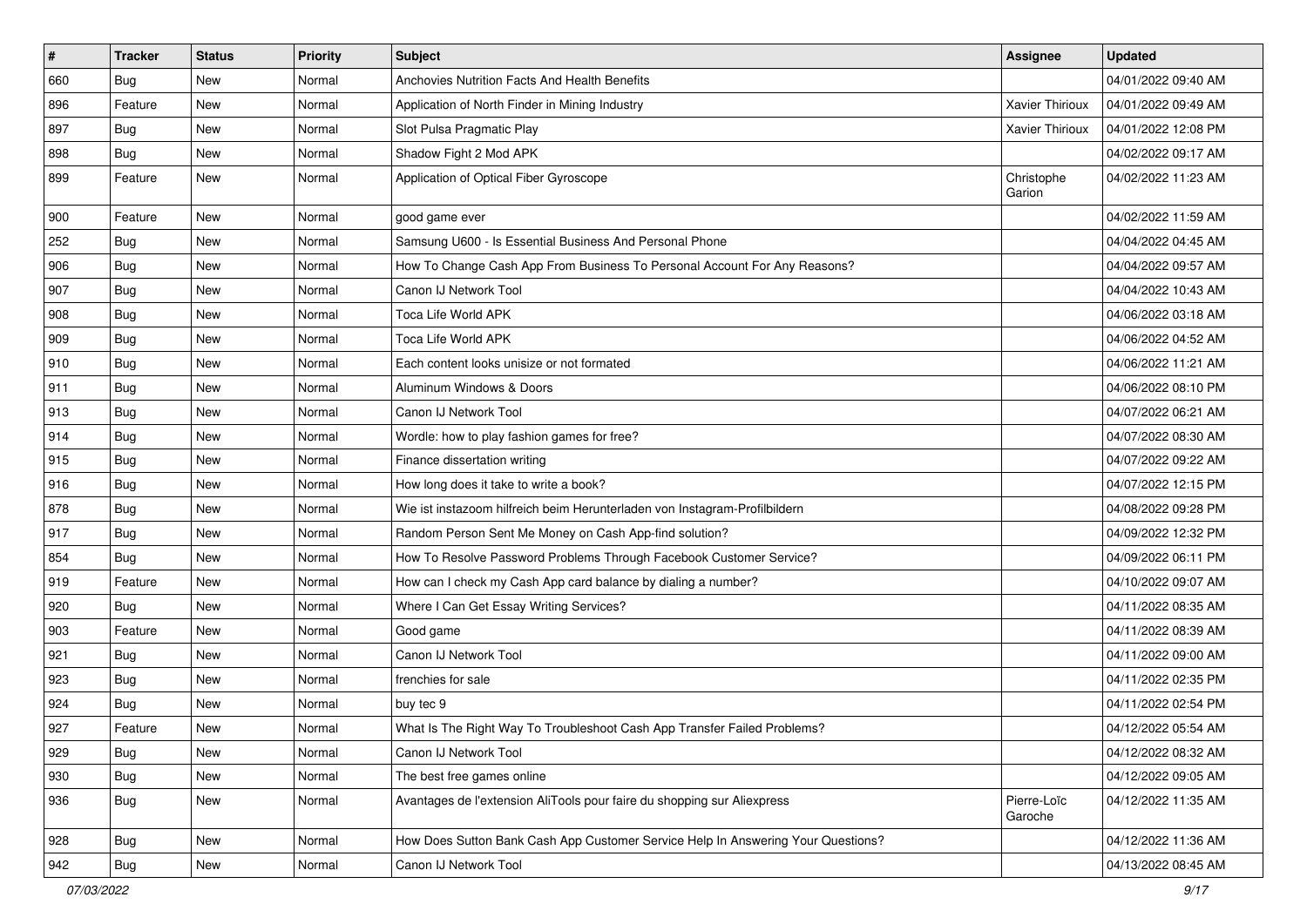| # | Tracker | Status | Priority | Subject | Assignee | Updated |
|---|---|---|---|---|---|---|
| 660 | Bug | New | Normal | Anchovies Nutrition Facts And Health Benefits | | 04/01/2022 09:40 AM |
| 896 | Feature | New | Normal | Application of North Finder in Mining Industry | Xavier Thirioux | 04/01/2022 09:49 AM |
| 897 | Bug | New | Normal | Slot Pulsa Pragmatic Play | Xavier Thirioux | 04/01/2022 12:08 PM |
| 898 | Bug | New | Normal | Shadow Fight 2 Mod APK | | 04/02/2022 09:17 AM |
| 899 | Feature | New | Normal | Application of Optical Fiber Gyroscope | Christophe Garion | 04/02/2022 11:23 AM |
| 900 | Feature | New | Normal | good game ever | | 04/02/2022 11:59 AM |
| 252 | Bug | New | Normal | Samsung U600 - Is Essential Business And Personal Phone | | 04/04/2022 04:45 AM |
| 906 | Bug | New | Normal | How To Change Cash App From Business To Personal Account For Any Reasons? | | 04/04/2022 09:57 AM |
| 907 | Bug | New | Normal | Canon IJ Network Tool | | 04/04/2022 10:43 AM |
| 908 | Bug | New | Normal | Toca Life World APK | | 04/06/2022 03:18 AM |
| 909 | Bug | New | Normal | Toca Life World APK | | 04/06/2022 04:52 AM |
| 910 | Bug | New | Normal | Each content looks unisize or not formated | | 04/06/2022 11:21 AM |
| 911 | Bug | New | Normal | Aluminum Windows & Doors | | 04/06/2022 08:10 PM |
| 913 | Bug | New | Normal | Canon IJ Network Tool | | 04/07/2022 06:21 AM |
| 914 | Bug | New | Normal | Wordle: how to play fashion games for free? | | 04/07/2022 08:30 AM |
| 915 | Bug | New | Normal | Finance dissertation writing | | 04/07/2022 09:22 AM |
| 916 | Bug | New | Normal | How long does it take to write a book? | | 04/07/2022 12:15 PM |
| 878 | Bug | New | Normal | Wie ist instazoom hilfreich beim Herunterladen von Instagram-Profilbildern | | 04/08/2022 09:28 PM |
| 917 | Bug | New | Normal | Random Person Sent Me Money on Cash App-find solution? | | 04/09/2022 12:32 PM |
| 854 | Bug | New | Normal | How To Resolve Password Problems Through Facebook Customer Service? | | 04/09/2022 06:11 PM |
| 919 | Feature | New | Normal | How can I check my Cash App card balance by dialing a number? | | 04/10/2022 09:07 AM |
| 920 | Bug | New | Normal | Where I Can Get Essay Writing Services? | | 04/11/2022 08:35 AM |
| 903 | Feature | New | Normal | Good game | | 04/11/2022 08:39 AM |
| 921 | Bug | New | Normal | Canon IJ Network Tool | | 04/11/2022 09:00 AM |
| 923 | Bug | New | Normal | frenchies for sale | | 04/11/2022 02:35 PM |
| 924 | Bug | New | Normal | buy tec 9 | | 04/11/2022 02:54 PM |
| 927 | Feature | New | Normal | What Is The Right Way To Troubleshoot Cash App Transfer Failed Problems? | | 04/12/2022 05:54 AM |
| 929 | Bug | New | Normal | Canon IJ Network Tool | | 04/12/2022 08:32 AM |
| 930 | Bug | New | Normal | The best free games online | | 04/12/2022 09:05 AM |
| 936 | Bug | New | Normal | Avantages de l'extension AliTools pour faire du shopping sur Aliexpress | Pierre-Loïc Garoche | 04/12/2022 11:35 AM |
| 928 | Bug | New | Normal | How Does Sutton Bank Cash App Customer Service Help In Answering Your Questions? | | 04/12/2022 11:36 AM |
| 942 | Bug | New | Normal | Canon IJ Network Tool | | 04/13/2022 08:45 AM |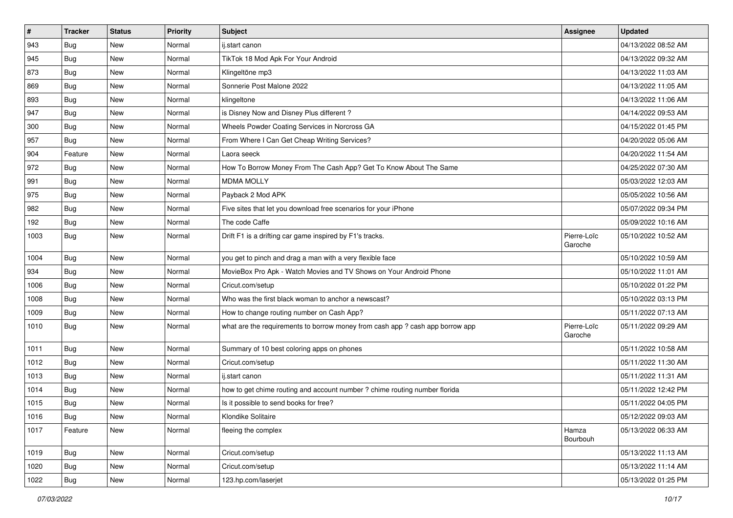| # | Tracker | Status | Priority | Subject | Assignee | Updated |
|---|---|---|---|---|---|---|
| 943 | Bug | New | Normal | ij.start canon | | 04/13/2022 08:52 AM |
| 945 | Bug | New | Normal | TikTok 18 Mod Apk For Your Android | | 04/13/2022 09:32 AM |
| 873 | Bug | New | Normal | Klingeltöne mp3 | | 04/13/2022 11:03 AM |
| 869 | Bug | New | Normal | Sonnerie Post Malone 2022 | | 04/13/2022 11:05 AM |
| 893 | Bug | New | Normal | klingeltone | | 04/13/2022 11:06 AM |
| 947 | Bug | New | Normal | is Disney Now and Disney Plus different ? | | 04/14/2022 09:53 AM |
| 300 | Bug | New | Normal | Wheels Powder Coating Services in Norcross GA | | 04/15/2022 01:45 PM |
| 957 | Bug | New | Normal | From Where I Can Get Cheap Writing Services? | | 04/20/2022 05:06 AM |
| 904 | Feature | New | Normal | Laora seeck | | 04/20/2022 11:54 AM |
| 972 | Bug | New | Normal | How To Borrow Money From The Cash App? Get To Know About The Same | | 04/25/2022 07:30 AM |
| 991 | Bug | New | Normal | MDMA MOLLY | | 05/03/2022 12:03 AM |
| 975 | Bug | New | Normal | Payback 2 Mod APK | | 05/05/2022 10:56 AM |
| 982 | Bug | New | Normal | Five sites that let you download free scenarios for your iPhone | | 05/07/2022 09:34 PM |
| 192 | Bug | New | Normal | The code Caffe | | 05/09/2022 10:16 AM |
| 1003 | Bug | New | Normal | Drift F1 is a drifting car game inspired by F1's tracks. | Pierre-Loïc Garoche | 05/10/2022 10:52 AM |
| 1004 | Bug | New | Normal | you get to pinch and drag a man with a very flexible face | | 05/10/2022 10:59 AM |
| 934 | Bug | New | Normal | MovieBox Pro Apk - Watch Movies and TV Shows on Your Android Phone | | 05/10/2022 11:01 AM |
| 1006 | Bug | New | Normal | Cricut.com/setup | | 05/10/2022 01:22 PM |
| 1008 | Bug | New | Normal | Who was the first black woman to anchor a newscast? | | 05/10/2022 03:13 PM |
| 1009 | Bug | New | Normal | How to change routing number on Cash App? | | 05/11/2022 07:13 AM |
| 1010 | Bug | New | Normal | what are the requirements to borrow money from cash app ? cash app borrow app | Pierre-Loïc Garoche | 05/11/2022 09:29 AM |
| 1011 | Bug | New | Normal | Summary of 10 best coloring apps on phones | | 05/11/2022 10:58 AM |
| 1012 | Bug | New | Normal | Cricut.com/setup | | 05/11/2022 11:30 AM |
| 1013 | Bug | New | Normal | ij.start canon | | 05/11/2022 11:31 AM |
| 1014 | Bug | New | Normal | how to get chime routing and account number ? chime routing number florida | | 05/11/2022 12:42 PM |
| 1015 | Bug | New | Normal | Is it possible to send books for free? | | 05/11/2022 04:05 PM |
| 1016 | Bug | New | Normal | Klondike Solitaire | | 05/12/2022 09:03 AM |
| 1017 | Feature | New | Normal | fleeing the complex | Hamza Bourbouh | 05/13/2022 06:33 AM |
| 1019 | Bug | New | Normal | Cricut.com/setup | | 05/13/2022 11:13 AM |
| 1020 | Bug | New | Normal | Cricut.com/setup | | 05/13/2022 11:14 AM |
| 1022 | Bug | New | Normal | 123.hp.com/laserjet | | 05/13/2022 01:25 PM |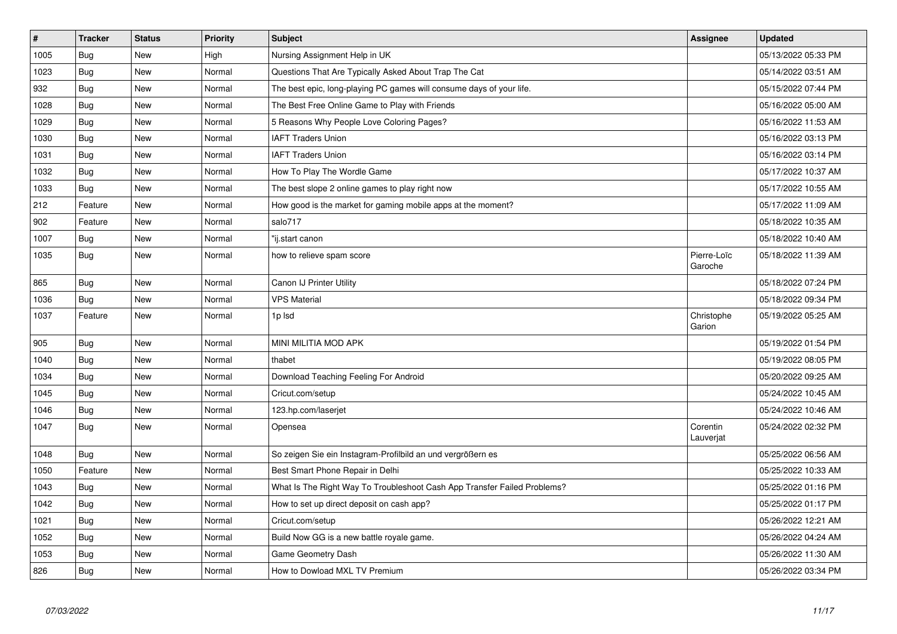| # | Tracker | Status | Priority | Subject | Assignee | Updated |
| --- | --- | --- | --- | --- | --- | --- |
| 1005 | Bug | New | High | Nursing Assignment Help in UK | | 05/13/2022 05:33 PM |
| 1023 | Bug | New | Normal | Questions That Are Typically Asked About Trap The Cat | | 05/14/2022 03:51 AM |
| 932 | Bug | New | Normal | The best epic, long-playing PC games will consume days of your life. | | 05/15/2022 07:44 PM |
| 1028 | Bug | New | Normal | The Best Free Online Game to Play with Friends | | 05/16/2022 05:00 AM |
| 1029 | Bug | New | Normal | 5 Reasons Why People Love Coloring Pages? | | 05/16/2022 11:53 AM |
| 1030 | Bug | New | Normal | IAFT Traders Union | | 05/16/2022 03:13 PM |
| 1031 | Bug | New | Normal | IAFT Traders Union | | 05/16/2022 03:14 PM |
| 1032 | Bug | New | Normal | How To Play The Wordle Game | | 05/17/2022 10:37 AM |
| 1033 | Bug | New | Normal | The best slope 2 online games to play right now | | 05/17/2022 10:55 AM |
| 212 | Feature | New | Normal | How good is the market for gaming mobile apps at the moment? | | 05/17/2022 11:09 AM |
| 902 | Feature | New | Normal | salo717 | | 05/18/2022 10:35 AM |
| 1007 | Bug | New | Normal | "ij.start canon | | 05/18/2022 10:40 AM |
| 1035 | Bug | New | Normal | how to relieve spam score | Pierre-Loïc Garoche | 05/18/2022 11:39 AM |
| 865 | Bug | New | Normal | Canon IJ Printer Utility | | 05/18/2022 07:24 PM |
| 1036 | Bug | New | Normal | VPS Material | | 05/18/2022 09:34 PM |
| 1037 | Feature | New | Normal | 1p lsd | Christophe Garion | 05/19/2022 05:25 AM |
| 905 | Bug | New | Normal | MINI MILITIA MOD APK | | 05/19/2022 01:54 PM |
| 1040 | Bug | New | Normal | thabet | | 05/19/2022 08:05 PM |
| 1034 | Bug | New | Normal | Download Teaching Feeling For Android | | 05/20/2022 09:25 AM |
| 1045 | Bug | New | Normal | Cricut.com/setup | | 05/24/2022 10:45 AM |
| 1046 | Bug | New | Normal | 123.hp.com/laserjet | | 05/24/2022 10:46 AM |
| 1047 | Bug | New | Normal | Opensea | Corentin Lauverjat | 05/24/2022 02:32 PM |
| 1048 | Bug | New | Normal | So zeigen Sie ein Instagram-Profilbild an und vergrößern es | | 05/25/2022 06:56 AM |
| 1050 | Feature | New | Normal | Best Smart Phone Repair in Delhi | | 05/25/2022 10:33 AM |
| 1043 | Bug | New | Normal | What Is The Right Way To Troubleshoot Cash App Transfer Failed Problems? | | 05/25/2022 01:16 PM |
| 1042 | Bug | New | Normal | How to set up direct deposit on cash app? | | 05/25/2022 01:17 PM |
| 1021 | Bug | New | Normal | Cricut.com/setup | | 05/26/2022 12:21 AM |
| 1052 | Bug | New | Normal | Build Now GG is a new battle royale game. | | 05/26/2022 04:24 AM |
| 1053 | Bug | New | Normal | Game Geometry Dash | | 05/26/2022 11:30 AM |
| 826 | Bug | New | Normal | How to Dowload MXL TV Premium | | 05/26/2022 03:34 PM |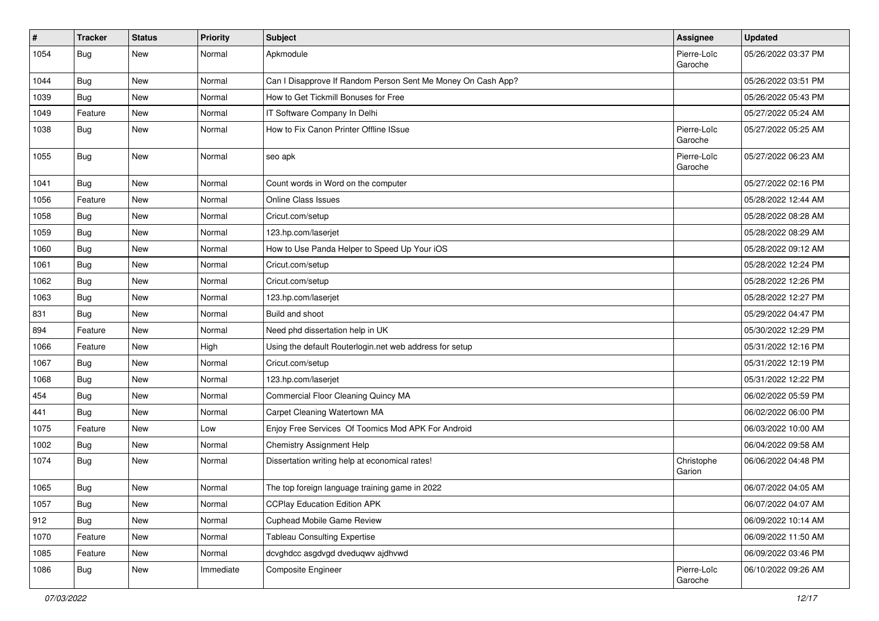| # | Tracker | Status | Priority | Subject | Assignee | Updated |
|---|---|---|---|---|---|---|
| 1054 | Bug | New | Normal | Apkmodule | Pierre-Loïc Garoche | 05/26/2022 03:37 PM |
| 1044 | Bug | New | Normal | Can I Disapprove If Random Person Sent Me Money On Cash App? | | 05/26/2022 03:51 PM |
| 1039 | Bug | New | Normal | How to Get Tickmill Bonuses for Free | | 05/26/2022 05:43 PM |
| 1049 | Feature | New | Normal | IT Software Company In Delhi | | 05/27/2022 05:24 AM |
| 1038 | Bug | New | Normal | How to Fix Canon Printer Offline ISsue | Pierre-Loïc Garoche | 05/27/2022 05:25 AM |
| 1055 | Bug | New | Normal | seo apk | Pierre-Loïc Garoche | 05/27/2022 06:23 AM |
| 1041 | Bug | New | Normal | Count words in Word on the computer | | 05/27/2022 02:16 PM |
| 1056 | Feature | New | Normal | Online Class Issues | | 05/28/2022 12:44 AM |
| 1058 | Bug | New | Normal | Cricut.com/setup | | 05/28/2022 08:28 AM |
| 1059 | Bug | New | Normal | 123.hp.com/laserjet | | 05/28/2022 08:29 AM |
| 1060 | Bug | New | Normal | How to Use Panda Helper to Speed Up Your iOS | | 05/28/2022 09:12 AM |
| 1061 | Bug | New | Normal | Cricut.com/setup | | 05/28/2022 12:24 PM |
| 1062 | Bug | New | Normal | Cricut.com/setup | | 05/28/2022 12:26 PM |
| 1063 | Bug | New | Normal | 123.hp.com/laserjet | | 05/28/2022 12:27 PM |
| 831 | Bug | New | Normal | Build and shoot | | 05/29/2022 04:47 PM |
| 894 | Feature | New | Normal | Need phd dissertation help in UK | | 05/30/2022 12:29 PM |
| 1066 | Feature | New | High | Using the default Routerlogin.net web address for setup | | 05/31/2022 12:16 PM |
| 1067 | Bug | New | Normal | Cricut.com/setup | | 05/31/2022 12:19 PM |
| 1068 | Bug | New | Normal | 123.hp.com/laserjet | | 05/31/2022 12:22 PM |
| 454 | Bug | New | Normal | Commercial Floor Cleaning Quincy MA | | 06/02/2022 05:59 PM |
| 441 | Bug | New | Normal | Carpet Cleaning Watertown MA | | 06/02/2022 06:00 PM |
| 1075 | Feature | New | Low | Enjoy Free Services Of Toomics Mod APK For Android | | 06/03/2022 10:00 AM |
| 1002 | Bug | New | Normal | Chemistry Assignment Help | | 06/04/2022 09:58 AM |
| 1074 | Bug | New | Normal | Dissertation writing help at economical rates! | Christophe Garion | 06/06/2022 04:48 PM |
| 1065 | Bug | New | Normal | The top foreign language training game in 2022 | | 06/07/2022 04:05 AM |
| 1057 | Bug | New | Normal | CCPlay Education Edition APK | | 06/07/2022 04:07 AM |
| 912 | Bug | New | Normal | Cuphead Mobile Game Review | | 06/09/2022 10:14 AM |
| 1070 | Feature | New | Normal | Tableau Consulting Expertise | | 06/09/2022 11:50 AM |
| 1085 | Feature | New | Normal | dcvghdcc asgdvgd dveduqwv ajdhvwd | | 06/09/2022 03:46 PM |
| 1086 | Bug | New | Immediate | Composite Engineer | Pierre-Loïc Garoche | 06/10/2022 09:26 AM |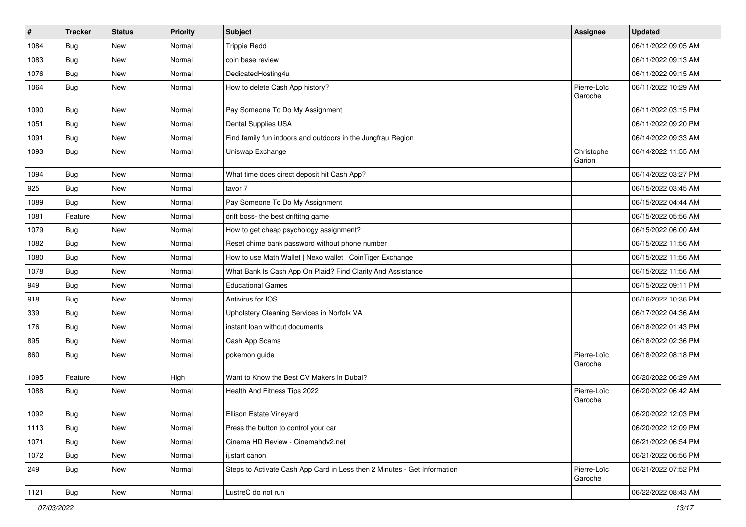| # | Tracker | Status | Priority | Subject | Assignee | Updated |
| --- | --- | --- | --- | --- | --- | --- |
| 1084 | Bug | New | Normal | Trippie Redd | | 06/11/2022 09:05 AM |
| 1083 | Bug | New | Normal | coin base review | | 06/11/2022 09:13 AM |
| 1076 | Bug | New | Normal | DedicatedHosting4u | | 06/11/2022 09:15 AM |
| 1064 | Bug | New | Normal | How to delete Cash App history? | Pierre-Loïc Garoche | 06/11/2022 10:29 AM |
| 1090 | Bug | New | Normal | Pay Someone To Do My Assignment | | 06/11/2022 03:15 PM |
| 1051 | Bug | New | Normal | Dental Supplies USA | | 06/11/2022 09:20 PM |
| 1091 | Bug | New | Normal | Find family fun indoors and outdoors in the Jungfrau Region | | 06/14/2022 09:33 AM |
| 1093 | Bug | New | Normal | Uniswap Exchange | Christophe Garion | 06/14/2022 11:55 AM |
| 1094 | Bug | New | Normal | What time does direct deposit hit Cash App? | | 06/14/2022 03:27 PM |
| 925 | Bug | New | Normal | tavor 7 | | 06/15/2022 03:45 AM |
| 1089 | Bug | New | Normal | Pay Someone To Do My Assignment | | 06/15/2022 04:44 AM |
| 1081 | Feature | New | Normal | drift boss- the best driftitng game | | 06/15/2022 05:56 AM |
| 1079 | Bug | New | Normal | How to get cheap psychology assignment? | | 06/15/2022 06:00 AM |
| 1082 | Bug | New | Normal | Reset chime bank password without phone number | | 06/15/2022 11:56 AM |
| 1080 | Bug | New | Normal | How to use Math Wallet \| Nexo wallet \| CoinTiger Exchange | | 06/15/2022 11:56 AM |
| 1078 | Bug | New | Normal | What Bank Is Cash App On Plaid? Find Clarity And Assistance | | 06/15/2022 11:56 AM |
| 949 | Bug | New | Normal | Educational Games | | 06/15/2022 09:11 PM |
| 918 | Bug | New | Normal | Antivirus for IOS | | 06/16/2022 10:36 PM |
| 339 | Bug | New | Normal | Upholstery Cleaning Services in Norfolk VA | | 06/17/2022 04:36 AM |
| 176 | Bug | New | Normal | instant loan without documents | | 06/18/2022 01:43 PM |
| 895 | Bug | New | Normal | Cash App Scams | | 06/18/2022 02:36 PM |
| 860 | Bug | New | Normal | pokemon guide | Pierre-Loïc Garoche | 06/18/2022 08:18 PM |
| 1095 | Feature | New | High | Want to Know the Best CV Makers in Dubai? | | 06/20/2022 06:29 AM |
| 1088 | Bug | New | Normal | Health And Fitness Tips 2022 | Pierre-Loïc Garoche | 06/20/2022 06:42 AM |
| 1092 | Bug | New | Normal | Ellison Estate Vineyard | | 06/20/2022 12:03 PM |
| 1113 | Bug | New | Normal | Press the button to control your car | | 06/20/2022 12:09 PM |
| 1071 | Bug | New | Normal | Cinema HD Review - Cinemahdv2.net | | 06/21/2022 06:54 PM |
| 1072 | Bug | New | Normal | ij.start canon | | 06/21/2022 06:56 PM |
| 249 | Bug | New | Normal | Steps to Activate Cash App Card in Less then 2 Minutes - Get Information | Pierre-Loïc Garoche | 06/21/2022 07:52 PM |
| 1121 | Bug | New | Normal | LustreC do not run | | 06/22/2022 08:43 AM |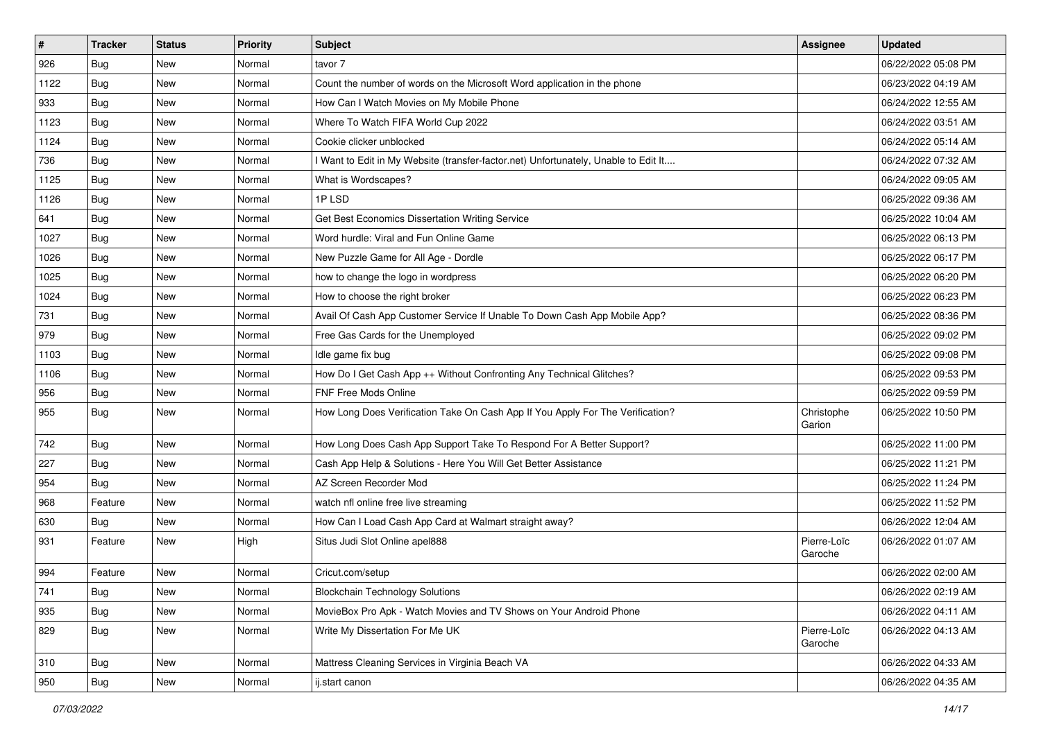| # | Tracker | Status | Priority | Subject | Assignee | Updated |
|---|---|---|---|---|---|---|
| 926 | Bug | New | Normal | tavor 7 | | 06/22/2022 05:08 PM |
| 1122 | Bug | New | Normal | Count the number of words on the Microsoft Word application in the phone | | 06/23/2022 04:19 AM |
| 933 | Bug | New | Normal | How Can I Watch Movies on My Mobile Phone | | 06/24/2022 12:55 AM |
| 1123 | Bug | New | Normal | Where To Watch FIFA World Cup 2022 | | 06/24/2022 03:51 AM |
| 1124 | Bug | New | Normal | Cookie clicker unblocked | | 06/24/2022 05:14 AM |
| 736 | Bug | New | Normal | I Want to Edit in My Website (transfer-factor.net) Unfortunately, Unable to Edit It.... | | 06/24/2022 07:32 AM |
| 1125 | Bug | New | Normal | What is Wordscapes? | | 06/24/2022 09:05 AM |
| 1126 | Bug | New | Normal | 1P LSD | | 06/25/2022 09:36 AM |
| 641 | Bug | New | Normal | Get Best Economics Dissertation Writing Service | | 06/25/2022 10:04 AM |
| 1027 | Bug | New | Normal | Word hurdle: Viral and Fun Online Game | | 06/25/2022 06:13 PM |
| 1026 | Bug | New | Normal | New Puzzle Game for All Age - Dordle | | 06/25/2022 06:17 PM |
| 1025 | Bug | New | Normal | how to change the logo in wordpress | | 06/25/2022 06:20 PM |
| 1024 | Bug | New | Normal | How to choose the right broker | | 06/25/2022 06:23 PM |
| 731 | Bug | New | Normal | Avail Of Cash App Customer Service If Unable To Down Cash App Mobile App? | | 06/25/2022 08:36 PM |
| 979 | Bug | New | Normal | Free Gas Cards for the Unemployed | | 06/25/2022 09:02 PM |
| 1103 | Bug | New | Normal | Idle game fix bug | | 06/25/2022 09:08 PM |
| 1106 | Bug | New | Normal | How Do I Get Cash App ++ Without Confronting Any Technical Glitches? | | 06/25/2022 09:53 PM |
| 956 | Bug | New | Normal | FNF Free Mods Online | | 06/25/2022 09:59 PM |
| 955 | Bug | New | Normal | How Long Does Verification Take On Cash App If You Apply For The Verification? | Christophe Garion | 06/25/2022 10:50 PM |
| 742 | Bug | New | Normal | How Long Does Cash App Support Take To Respond For A Better Support? | | 06/25/2022 11:00 PM |
| 227 | Bug | New | Normal | Cash App Help & Solutions - Here You Will Get Better Assistance | | 06/25/2022 11:21 PM |
| 954 | Bug | New | Normal | AZ Screen Recorder Mod | | 06/25/2022 11:24 PM |
| 968 | Feature | New | Normal | watch nfl online free live streaming | | 06/25/2022 11:52 PM |
| 630 | Bug | New | Normal | How Can I Load Cash App Card at Walmart straight away? | | 06/26/2022 12:04 AM |
| 931 | Feature | New | High | Situs Judi Slot Online apel888 | Pierre-Loïc Garoche | 06/26/2022 01:07 AM |
| 994 | Feature | New | Normal | Cricut.com/setup | | 06/26/2022 02:00 AM |
| 741 | Bug | New | Normal | Blockchain Technology Solutions | | 06/26/2022 02:19 AM |
| 935 | Bug | New | Normal | MovieBox Pro Apk - Watch Movies and TV Shows on Your Android Phone | | 06/26/2022 04:11 AM |
| 829 | Bug | New | Normal | Write My Dissertation For Me UK | Pierre-Loïc Garoche | 06/26/2022 04:13 AM |
| 310 | Bug | New | Normal | Mattress Cleaning Services in Virginia Beach VA | | 06/26/2022 04:33 AM |
| 950 | Bug | New | Normal | ij.start canon | | 06/26/2022 04:35 AM |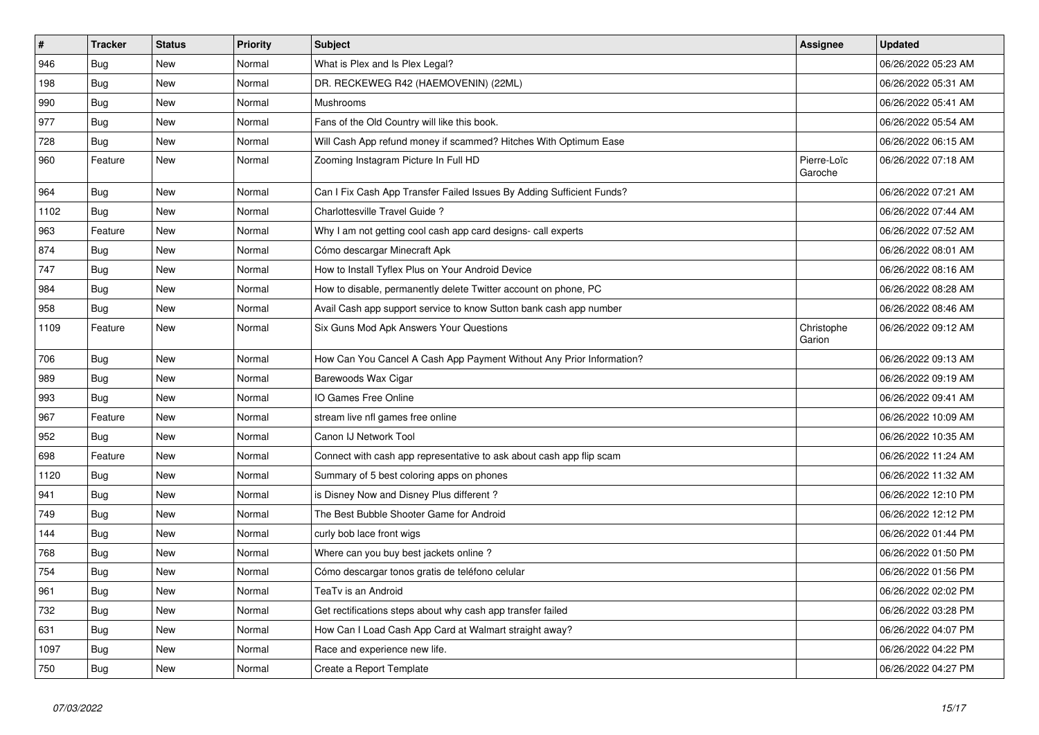| # | Tracker | Status | Priority | Subject | Assignee | Updated |
|---|---|---|---|---|---|---|
| 946 | Bug | New | Normal | What is Plex and Is Plex Legal? | | 06/26/2022 05:23 AM |
| 198 | Bug | New | Normal | DR. RECKEWEG R42 (HAEMOVENIN) (22ML) | | 06/26/2022 05:31 AM |
| 990 | Bug | New | Normal | Mushrooms | | 06/26/2022 05:41 AM |
| 977 | Bug | New | Normal | Fans of the Old Country will like this book. | | 06/26/2022 05:54 AM |
| 728 | Bug | New | Normal | Will Cash App refund money if scammed? Hitches With Optimum Ease | | 06/26/2022 06:15 AM |
| 960 | Feature | New | Normal | Zooming Instagram Picture In Full HD | Pierre-Loïc Garoche | 06/26/2022 07:18 AM |
| 964 | Bug | New | Normal | Can I Fix Cash App Transfer Failed Issues By Adding Sufficient Funds? | | 06/26/2022 07:21 AM |
| 1102 | Bug | New | Normal | Charlottesville Travel Guide ? | | 06/26/2022 07:44 AM |
| 963 | Feature | New | Normal | Why I am not getting cool cash app card designs- call experts | | 06/26/2022 07:52 AM |
| 874 | Bug | New | Normal | Cómo descargar Minecraft Apk | | 06/26/2022 08:01 AM |
| 747 | Bug | New | Normal | How to Install Tyflex Plus on Your Android Device | | 06/26/2022 08:16 AM |
| 984 | Bug | New | Normal | How to disable, permanently delete Twitter account on phone, PC | | 06/26/2022 08:28 AM |
| 958 | Bug | New | Normal | Avail Cash app support service to know Sutton bank cash app number | | 06/26/2022 08:46 AM |
| 1109 | Feature | New | Normal | Six Guns Mod Apk Answers Your Questions | Christophe Garion | 06/26/2022 09:12 AM |
| 706 | Bug | New | Normal | How Can You Cancel A Cash App Payment Without Any Prior Information? | | 06/26/2022 09:13 AM |
| 989 | Bug | New | Normal | Barewoods Wax Cigar | | 06/26/2022 09:19 AM |
| 993 | Bug | New | Normal | IO Games Free Online | | 06/26/2022 09:41 AM |
| 967 | Feature | New | Normal | stream live nfl games free online | | 06/26/2022 10:09 AM |
| 952 | Bug | New | Normal | Canon IJ Network Tool | | 06/26/2022 10:35 AM |
| 698 | Feature | New | Normal | Connect with cash app representative to ask about cash app flip scam | | 06/26/2022 11:24 AM |
| 1120 | Bug | New | Normal | Summary of 5 best coloring apps on phones | | 06/26/2022 11:32 AM |
| 941 | Bug | New | Normal | is Disney Now and Disney Plus different ? | | 06/26/2022 12:10 PM |
| 749 | Bug | New | Normal | The Best Bubble Shooter Game for Android | | 06/26/2022 12:12 PM |
| 144 | Bug | New | Normal | curly bob lace front wigs | | 06/26/2022 01:44 PM |
| 768 | Bug | New | Normal | Where can you buy best jackets online ? | | 06/26/2022 01:50 PM |
| 754 | Bug | New | Normal | Cómo descargar tonos gratis de teléfono celular | | 06/26/2022 01:56 PM |
| 961 | Bug | New | Normal | TeaTv is an Android | | 06/26/2022 02:02 PM |
| 732 | Bug | New | Normal | Get rectifications steps about why cash app transfer failed | | 06/26/2022 03:28 PM |
| 631 | Bug | New | Normal | How Can I Load Cash App Card at Walmart straight away? | | 06/26/2022 04:07 PM |
| 1097 | Bug | New | Normal | Race and experience new life. | | 06/26/2022 04:22 PM |
| 750 | Bug | New | Normal | Create a Report Template | | 06/26/2022 04:27 PM |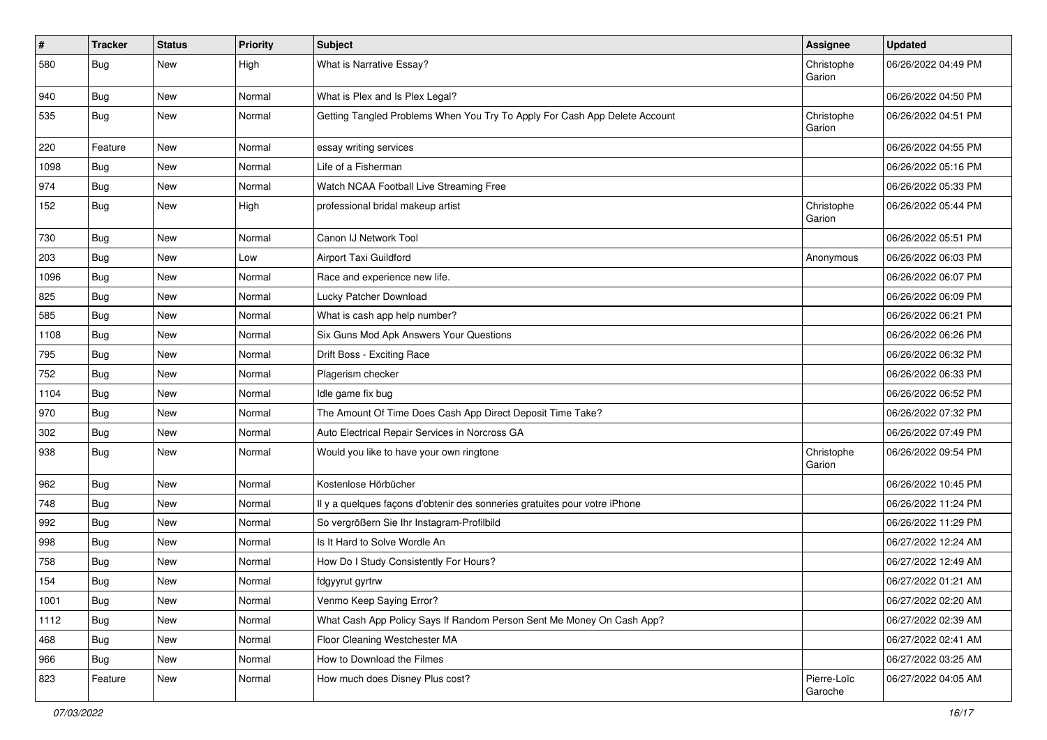| # | Tracker | Status | Priority | Subject | Assignee | Updated |
|---|---|---|---|---|---|---|
| 580 | Bug | New | High | What is Narrative Essay? | Christophe Garion | 06/26/2022 04:49 PM |
| 940 | Bug | New | Normal | What is Plex and Is Plex Legal? | | 06/26/2022 04:50 PM |
| 535 | Bug | New | Normal | Getting Tangled Problems When You Try To Apply For Cash App Delete Account | Christophe Garion | 06/26/2022 04:51 PM |
| 220 | Feature | New | Normal | essay writing services | | 06/26/2022 04:55 PM |
| 1098 | Bug | New | Normal | Life of a Fisherman | | 06/26/2022 05:16 PM |
| 974 | Bug | New | Normal | Watch NCAA Football Live Streaming Free | | 06/26/2022 05:33 PM |
| 152 | Bug | New | High | professional bridal makeup artist | Christophe Garion | 06/26/2022 05:44 PM |
| 730 | Bug | New | Normal | Canon IJ Network Tool | | 06/26/2022 05:51 PM |
| 203 | Bug | New | Low | Airport Taxi Guildford | Anonymous | 06/26/2022 06:03 PM |
| 1096 | Bug | New | Normal | Race and experience new life. | | 06/26/2022 06:07 PM |
| 825 | Bug | New | Normal | Lucky Patcher Download | | 06/26/2022 06:09 PM |
| 585 | Bug | New | Normal | What is cash app help number? | | 06/26/2022 06:21 PM |
| 1108 | Bug | New | Normal | Six Guns Mod Apk Answers Your Questions | | 06/26/2022 06:26 PM |
| 795 | Bug | New | Normal | Drift Boss - Exciting Race | | 06/26/2022 06:32 PM |
| 752 | Bug | New | Normal | Plagerism checker | | 06/26/2022 06:33 PM |
| 1104 | Bug | New | Normal | Idle game fix bug | | 06/26/2022 06:52 PM |
| 970 | Bug | New | Normal | The Amount Of Time Does Cash App Direct Deposit Time Take? | | 06/26/2022 07:32 PM |
| 302 | Bug | New | Normal | Auto Electrical Repair Services in Norcross GA | | 06/26/2022 07:49 PM |
| 938 | Bug | New | Normal | Would you like to have your own ringtone | Christophe Garion | 06/26/2022 09:54 PM |
| 962 | Bug | New | Normal | Kostenlose Hörbücher | | 06/26/2022 10:45 PM |
| 748 | Bug | New | Normal | Il y a quelques façons d'obtenir des sonneries gratuites pour votre iPhone | | 06/26/2022 11:24 PM |
| 992 | Bug | New | Normal | So vergrößern Sie Ihr Instagram-Profilbild | | 06/26/2022 11:29 PM |
| 998 | Bug | New | Normal | Is It Hard to Solve Wordle An | | 06/27/2022 12:24 AM |
| 758 | Bug | New | Normal | How Do I Study Consistently For Hours? | | 06/27/2022 12:49 AM |
| 154 | Bug | New | Normal | fdgyyrut gyrtrw | | 06/27/2022 01:21 AM |
| 1001 | Bug | New | Normal | Venmo Keep Saying Error? | | 06/27/2022 02:20 AM |
| 1112 | Bug | New | Normal | What Cash App Policy Says If Random Person Sent Me Money On Cash App? | | 06/27/2022 02:39 AM |
| 468 | Bug | New | Normal | Floor Cleaning Westchester MA | | 06/27/2022 02:41 AM |
| 966 | Bug | New | Normal | How to Download the Filmes | | 06/27/2022 03:25 AM |
| 823 | Feature | New | Normal | How much does Disney Plus cost? | Pierre-Loïc Garoche | 06/27/2022 04:05 AM |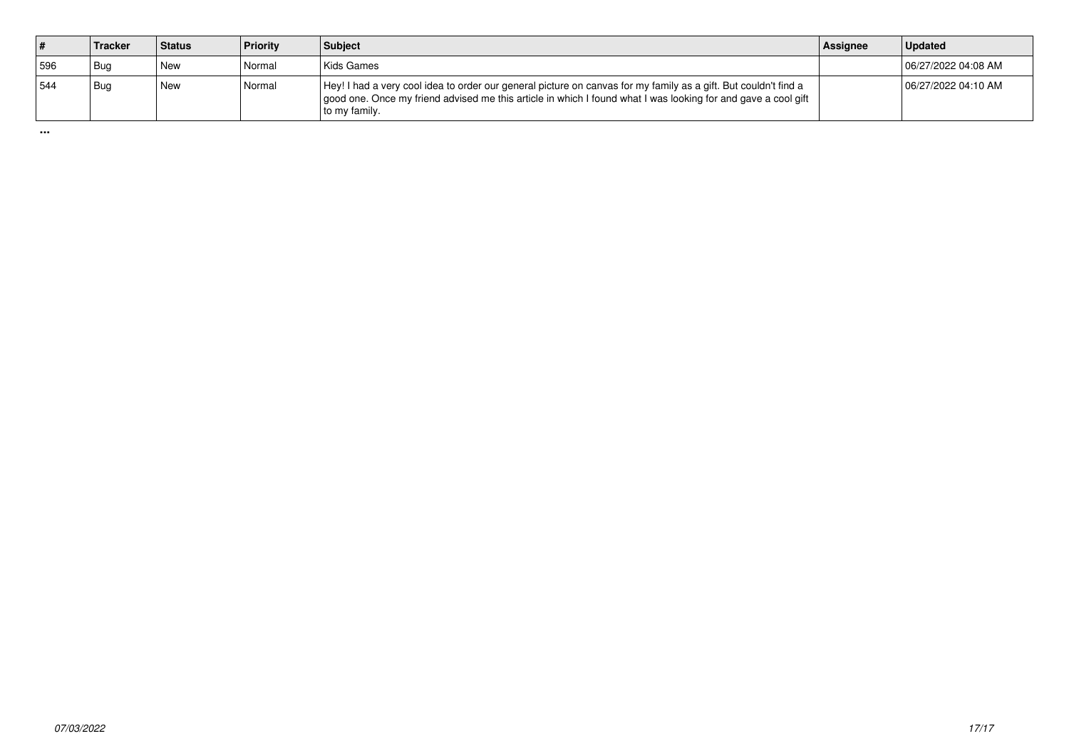| # | Tracker | Status | Priority | Subject | Assignee | Updated |
|---|---|---|---|---|---|---|
| 596 | Bug | New | Normal | Kids Games | | 06/27/2022 04:08 AM |
| 544 | Bug | New | Normal | Hey! I had a very cool idea to order our general picture on canvas for my family as a gift. But couldn't find a good one. Once my friend advised me this article in which I found what I was looking for and gave a cool gift to my family. | | 06/27/2022 04:10 AM |

...